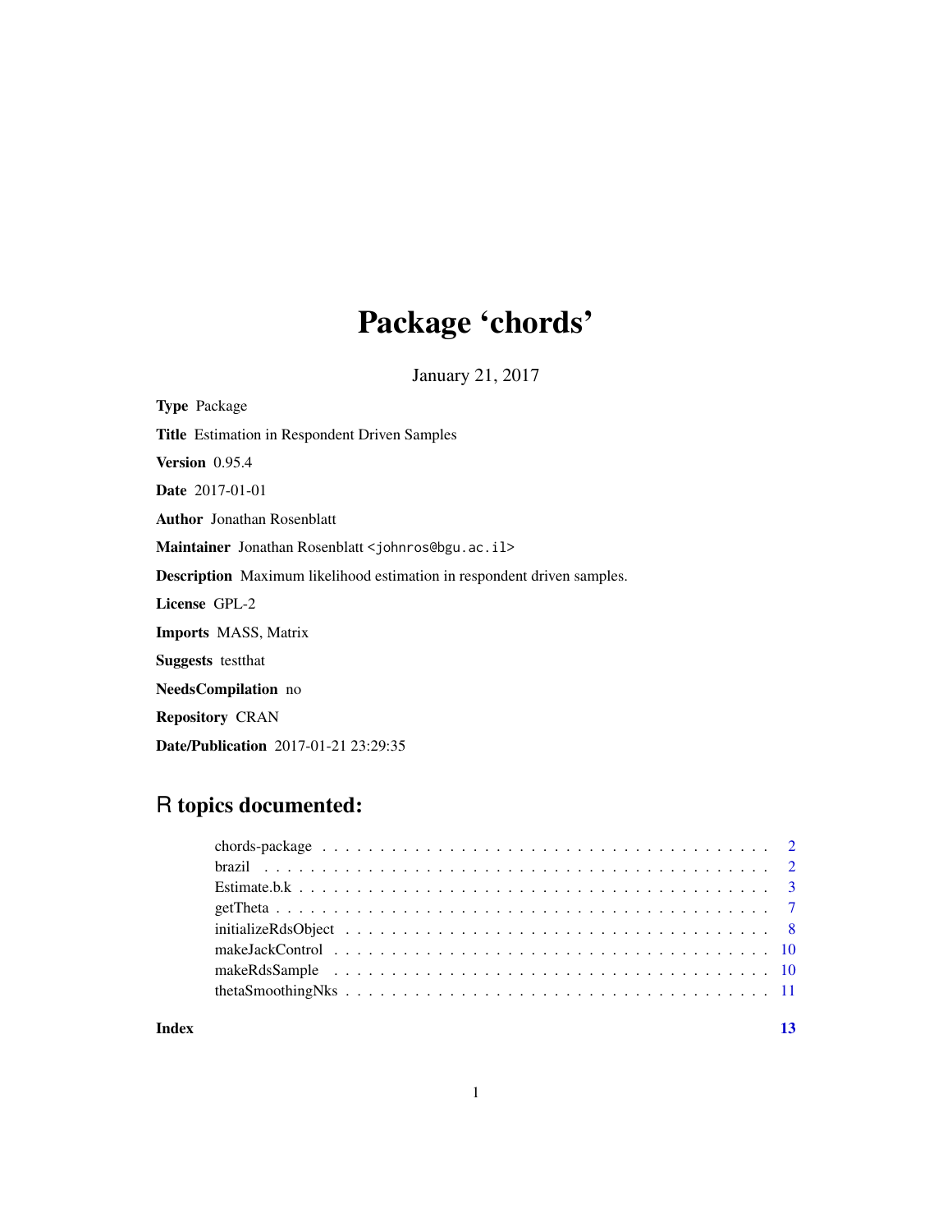# Package 'chords'

January 21, 2017

**Type** Package

**Title** Estimation in Respondent Driven Samples

**Version** 0.95.4

**Date** 2017-01-01

**Author** Jonathan Rosenblatt

**Maintainer** Jonathan Rosenblatt <johnros@bgu.ac.il>

**Description** Maximum likelihood estimation in respondent driven samples.

**License** GPL-2

**Imports** MASS, Matrix

**Suggests** testthat

**NeedsCompilation** no

**Repository** CRAN

**Date/Publication** 2017-01-21 23:29:35

## R topics documented:

| | |
|---|---|
| chords-package | 2 |
| brazil | 2 |
| Estimate.b.k | 3 |
| getTheta | 7 |
| initializeRdsObject | 8 |
| makeJackControl | 10 |
| makeRdsSample | 10 |
| thetaSmoothingNks | 11 |
| **Index** | **13** |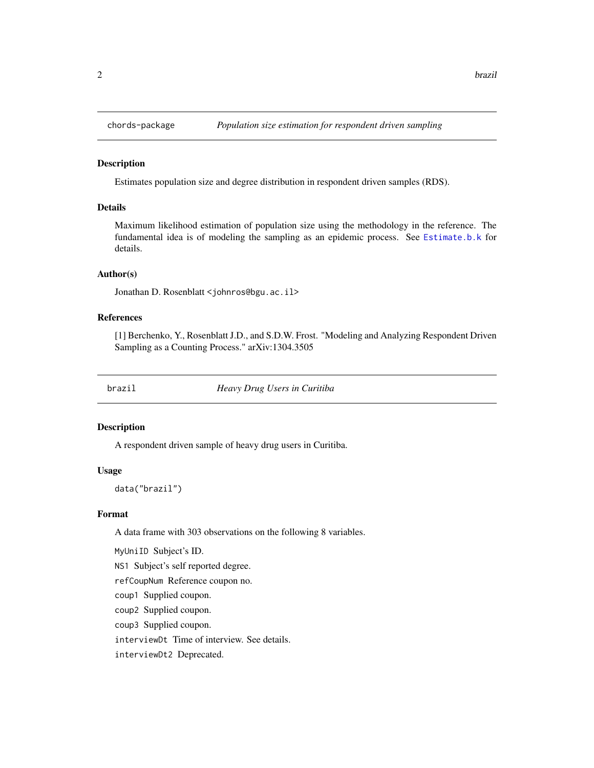## chords-package *Population size estimation for respondent driven sampling*

### Description

Estimates population size and degree distribution in respondent driven samples (RDS).

### Details

Maximum likelihood estimation of population size using the methodology in the reference. The fundamental idea is of modeling the sampling as an epidemic process. See `Estimate.b.k` for details.

### Author(s)

Jonathan D. Rosenblatt <johnros@bgu.ac.il>

### References

[1] Berchenko, Y., Rosenblatt J.D., and S.D.W. Frost. "Modeling and Analyzing Respondent Driven Sampling as a Counting Process." arXiv:1304.3505

## brazil *Heavy Drug Users in Curitiba*

### Description

A respondent driven sample of heavy drug users in Curitiba.

### Usage

```
data("brazil")
```

### Format

A data frame with 303 observations on the following 8 variables.

`MyUniID` Subject's ID.

`NS1` Subject's self reported degree.

`refCoupNum` Reference coupon no.

`coup1` Supplied coupon.

`coup2` Supplied coupon.

`coup3` Supplied coupon.

`interviewDt` Time of interview. See details.

`interviewDt2` Deprecated.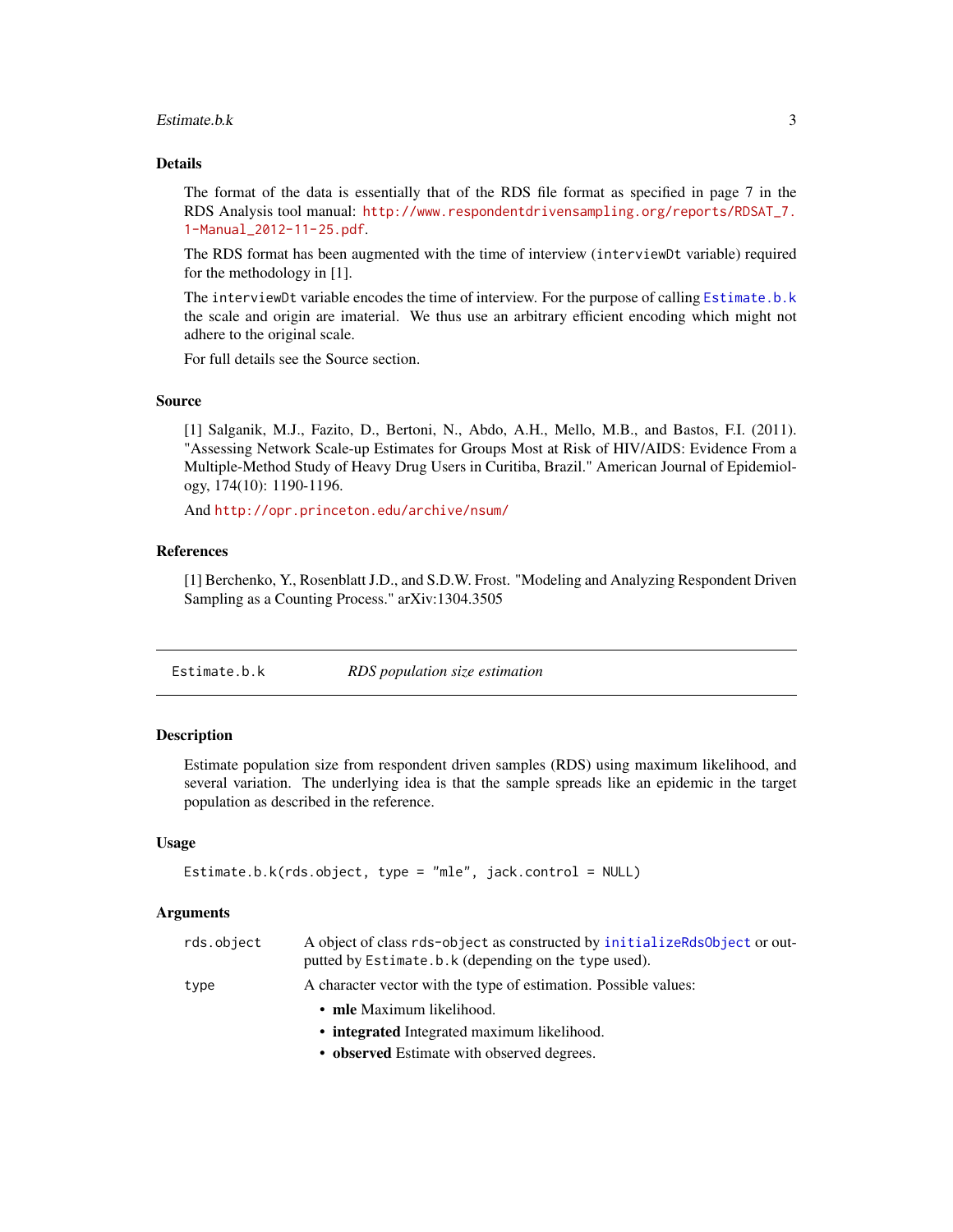### Details

The format of the data is essentially that of the RDS file format as specified in page 7 in the RDS Analysis tool manual: http://www.respondentdrivensampling.org/reports/RDSAT_7.1-Manual_2012-11-25.pdf.

The RDS format has been augmented with the time of interview (`interviewDt` variable) required for the methodology in [1].

The `interviewDt` variable encodes the time of interview. For the purpose of calling `Estimate.b.k` the scale and origin are imaterial. We thus use an arbitrary efficient encoding which might not adhere to the original scale.

For full details see the Source section.

### Source

[1] Salganik, M.J., Fazito, D., Bertoni, N., Abdo, A.H., Mello, M.B., and Bastos, F.I. (2011). "Assessing Network Scale-up Estimates for Groups Most at Risk of HIV/AIDS: Evidence From a Multiple-Method Study of Heavy Drug Users in Curitiba, Brazil." American Journal of Epidemiology, 174(10): 1190-1196.

And http://opr.princeton.edu/archive/nsum/

### References

[1] Berchenko, Y., Rosenblatt J.D., and S.D.W. Frost. "Modeling and Analyzing Respondent Driven Sampling as a Counting Process." arXiv:1304.3505

---

## Estimate.b.k — *RDS population size estimation*

### Description

Estimate population size from respondent driven samples (RDS) using maximum likelihood, and several variation. The underlying idea is that the sample spreads like an epidemic in the target population as described in the reference.

### Usage

```
Estimate.b.k(rds.object, type = "mle", jack.control = NULL)
```

### Arguments

| | |
|---|---|
| `rds.object` | A object of class `rds-object` as constructed by `initializeRdsObject` or outputted by `Estimate.b.k` (depending on the `type` used). |
| `type` | A character vector with the type of estimation. Possible values:<br>• **mle** Maximum likelihood.<br>• **integrated** Integrated maximum likelihood.<br>• **observed** Estimate with observed degrees. |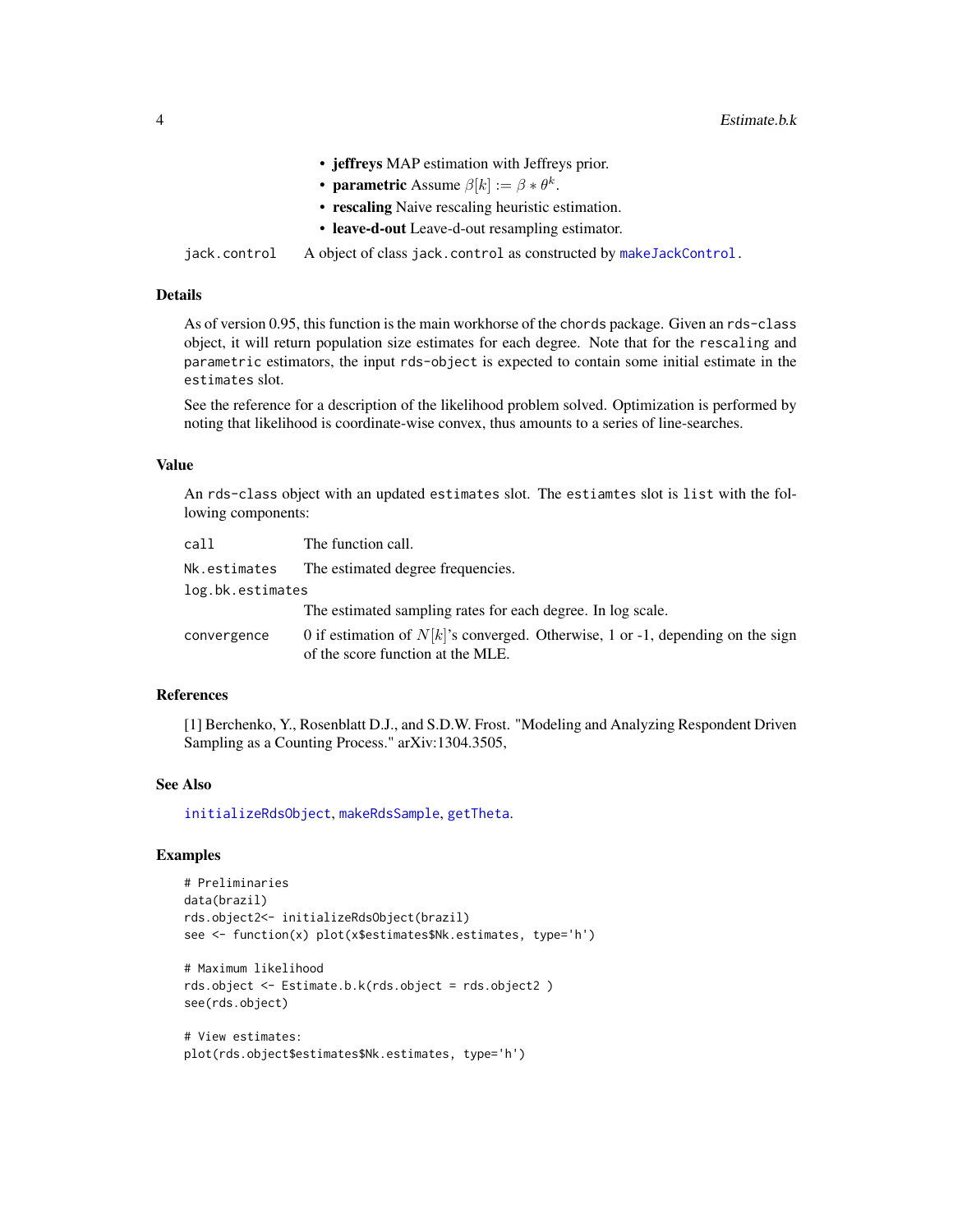- **jeffreys** MAP estimation with Jeffreys prior.
- **parametric** Assume $\beta[k] := \beta * \theta^k$.
- **rescaling** Naive rescaling heuristic estimation.
- **leave-d-out** Leave-d-out resampling estimator.

`jack.control` A object of class `jack.control` as constructed by `makeJackControl`.

### Details

As of version 0.95, this function is the main workhorse of the `chords` package. Given an `rds-class` object, it will return population size estimates for each degree. Note that for the `rescaling` and `parametric` estimators, the input `rds-object` is expected to contain some initial estimate in the `estimates` slot.

See the reference for a description of the likelihood problem solved. Optimization is performed by noting that likelihood is coordinate-wise convex, thus amounts to a series of line-searches.

### Value

An `rds-class` object with an updated `estimates` slot. The `estiamtes` slot is `list` with the following components:

| | |
|---|---|
| `call` | The function call. |
| `Nk.estimates` | The estimated degree frequencies. |
| `log.bk.estimates` | The estimated sampling rates for each degree. In log scale. |
| `convergence` | 0 if estimation of $N[k]$'s converged. Otherwise, 1 or -1, depending on the sign of the score function at the MLE. |

### References

[1] Berchenko, Y., Rosenblatt D.J., and S.D.W. Frost. "Modeling and Analyzing Respondent Driven Sampling as a Counting Process." arXiv:1304.3505,

### See Also

`initializeRdsObject`, `makeRdsSample`, `getTheta`.

### Examples

```
# Preliminaries
data(brazil)
rds.object2<- initializeRdsObject(brazil)
see <- function(x) plot(x$estimates$Nk.estimates, type='h')

# Maximum likelihood
rds.object <- Estimate.b.k(rds.object = rds.object2 )
see(rds.object)

# View estimates:
plot(rds.object$estimates$Nk.estimates, type='h')
```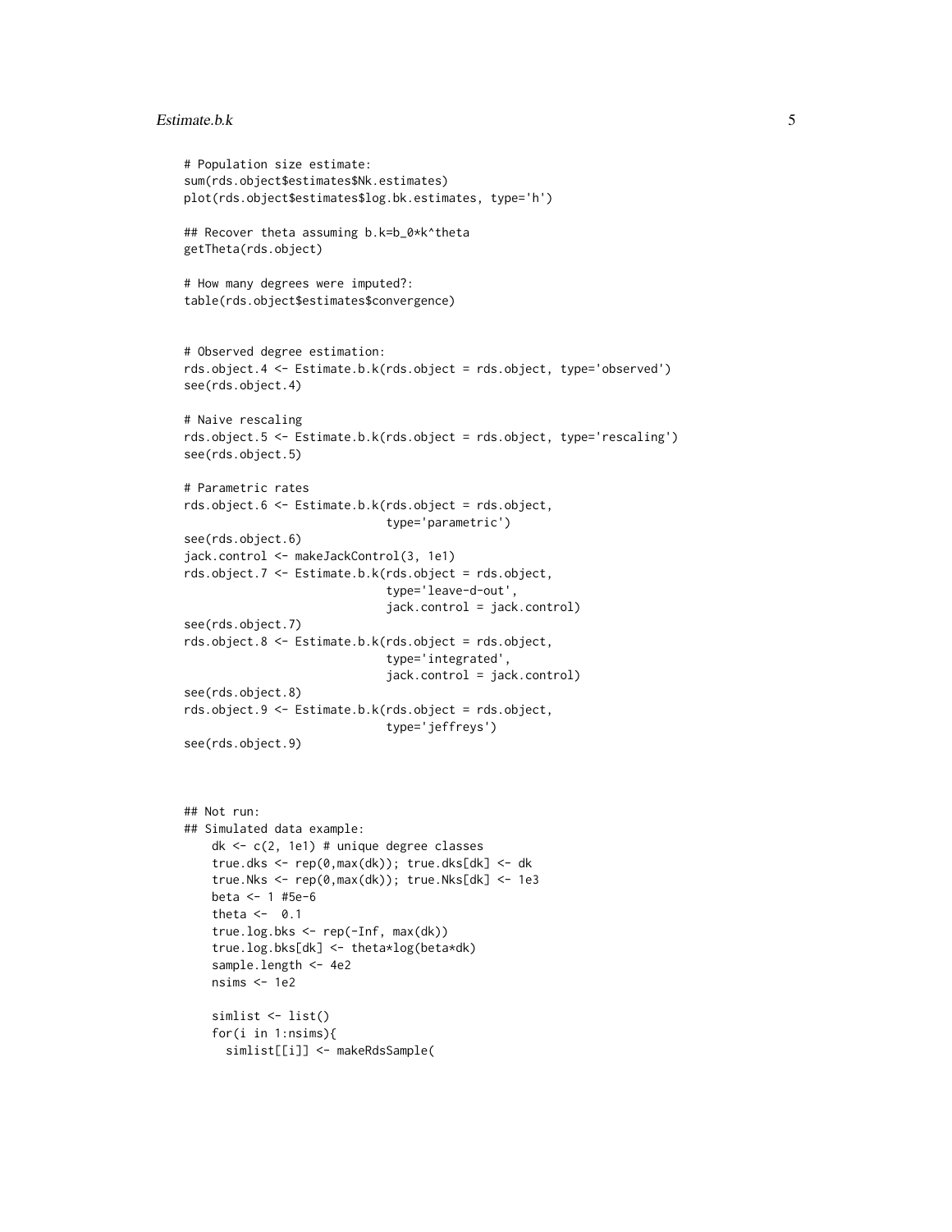```
# Population size estimate:
sum(rds.object$estimates$Nk.estimates)
plot(rds.object$estimates$log.bk.estimates, type='h')

## Recover theta assuming b.k=b_0*k^theta
getTheta(rds.object)

# How many degrees were imputed?:
table(rds.object$estimates$convergence)


# Observed degree estimation:
rds.object.4 <- Estimate.b.k(rds.object = rds.object, type='observed')
see(rds.object.4)

# Naive rescaling
rds.object.5 <- Estimate.b.k(rds.object = rds.object, type='rescaling')
see(rds.object.5)

# Parametric rates
rds.object.6 <- Estimate.b.k(rds.object = rds.object,
                             type='parametric')
see(rds.object.6)
jack.control <- makeJackControl(3, 1e1)
rds.object.7 <- Estimate.b.k(rds.object = rds.object,
                             type='leave-d-out',
                             jack.control = jack.control)
see(rds.object.7)
rds.object.8 <- Estimate.b.k(rds.object = rds.object,
                             type='integrated',
                             jack.control = jack.control)
see(rds.object.8)
rds.object.9 <- Estimate.b.k(rds.object = rds.object,
                             type='jeffreys')
see(rds.object.9)



## Not run:
## Simulated data example:
    dk <- c(2, 1e1) # unique degree classes
    true.dks <- rep(0,max(dk)); true.dks[dk] <- dk
    true.Nks <- rep(0,max(dk)); true.Nks[dk] <- 1e3
    beta <- 1 #5e-6
    theta <-  0.1
    true.log.bks <- rep(-Inf, max(dk))
    true.log.bks[dk] <- theta*log(beta*dk)
    sample.length <- 4e2
    nsims <- 1e2

    simlist <- list()
    for(i in 1:nsims){
      simlist[[i]] <- makeRdsSample(
```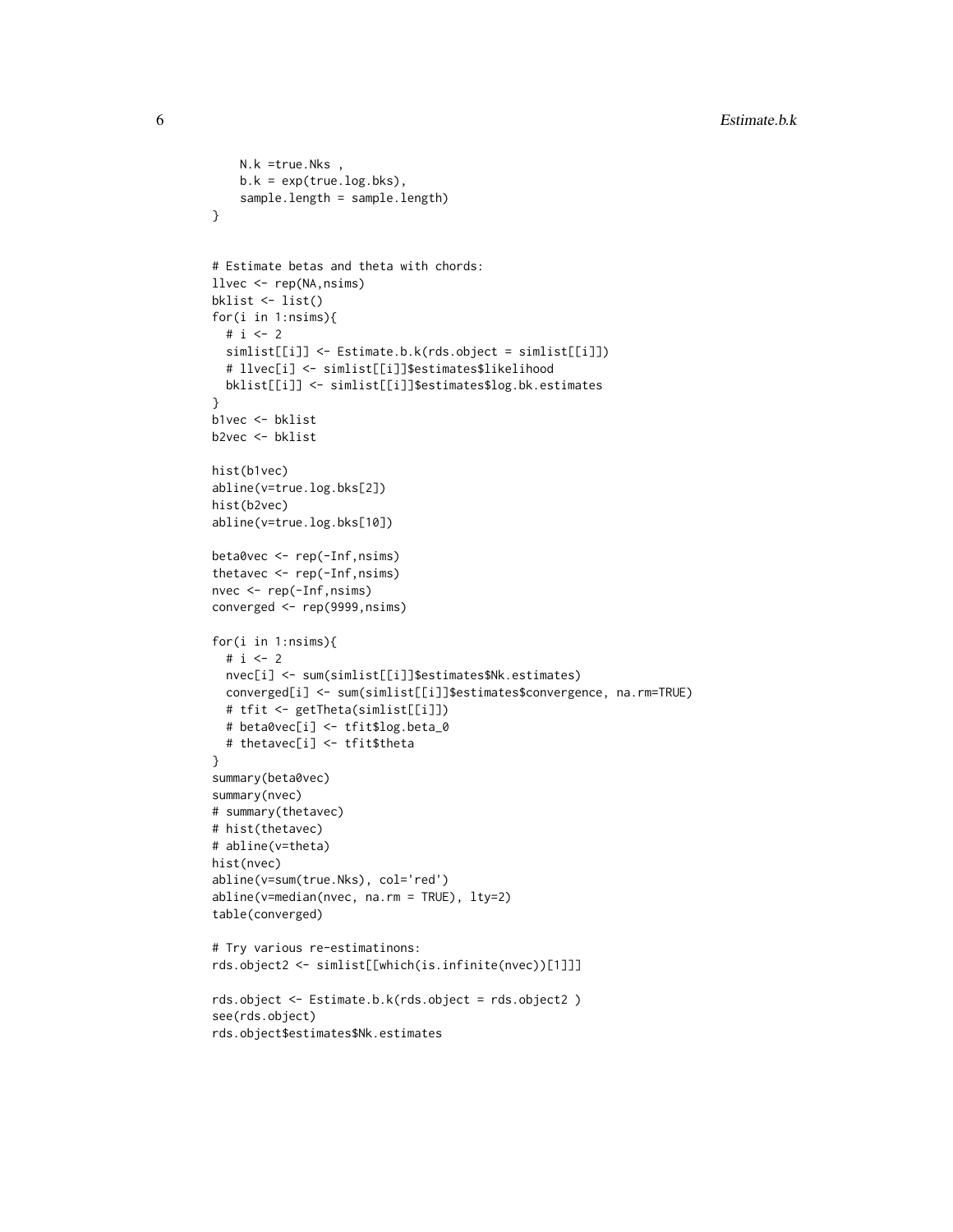```
    N.k =true.Nks ,
    b.k = exp(true.log.bks),
    sample.length = sample.length)
}


# Estimate betas and theta with chords:
llvec <- rep(NA,nsims)
bklist <- list()
for(i in 1:nsims){
  # i <- 2
  simlist[[i]] <- Estimate.b.k(rds.object = simlist[[i]])
  # llvec[i] <- simlist[[i]]$estimates$likelihood
  bklist[[i]] <- simlist[[i]]$estimates$log.bk.estimates
}
b1vec <- bklist
b2vec <- bklist

hist(b1vec)
abline(v=true.log.bks[2])
hist(b2vec)
abline(v=true.log.bks[10])

beta0vec <- rep(-Inf,nsims)
thetavec <- rep(-Inf,nsims)
nvec <- rep(-Inf,nsims)
converged <- rep(9999,nsims)

for(i in 1:nsims){
  # i <- 2
  nvec[i] <- sum(simlist[[i]]$estimates$Nk.estimates)
  converged[i] <- sum(simlist[[i]]$estimates$convergence, na.rm=TRUE)
  # tfit <- getTheta(simlist[[i]])
  # beta0vec[i] <- tfit$log.beta_0
  # thetavec[i] <- tfit$theta
}
summary(beta0vec)
summary(nvec)
# summary(thetavec)
# hist(thetavec)
# abline(v=theta)
hist(nvec)
abline(v=sum(true.Nks), col='red')
abline(v=median(nvec, na.rm = TRUE), lty=2)
table(converged)

# Try various re-estimatinons:
rds.object2 <- simlist[[which(is.infinite(nvec))[1]]]

rds.object <- Estimate.b.k(rds.object = rds.object2 )
see(rds.object)
rds.object$estimates$Nk.estimates
```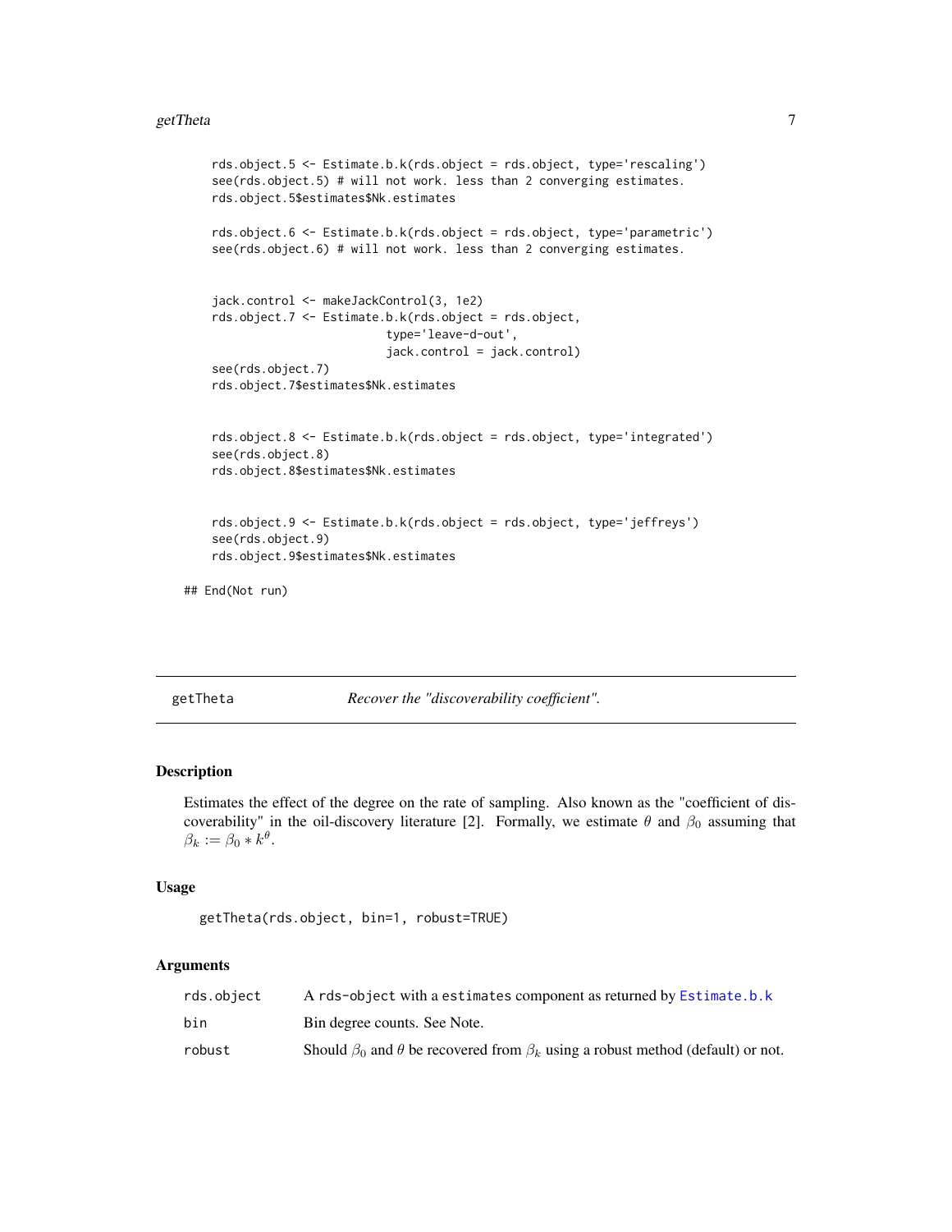```
    rds.object.5 <- Estimate.b.k(rds.object = rds.object, type='rescaling')
    see(rds.object.5) # will not work. less than 2 converging estimates.
    rds.object.5$estimates$Nk.estimates

    rds.object.6 <- Estimate.b.k(rds.object = rds.object, type='parametric')
    see(rds.object.6) # will not work. less than 2 converging estimates.


    jack.control <- makeJackControl(3, 1e2)
    rds.object.7 <- Estimate.b.k(rds.object = rds.object,
                             type='leave-d-out',
                             jack.control = jack.control)
    see(rds.object.7)
    rds.object.7$estimates$Nk.estimates


    rds.object.8 <- Estimate.b.k(rds.object = rds.object, type='integrated')
    see(rds.object.8)
    rds.object.8$estimates$Nk.estimates


    rds.object.9 <- Estimate.b.k(rds.object = rds.object, type='jeffreys')
    see(rds.object.9)
    rds.object.9$estimates$Nk.estimates

## End(Not run)
```

---

## getTheta — *Recover the "discoverability coefficient".*

### Description

Estimates the effect of the degree on the rate of sampling. Also known as the "coefficient of discoverability" in the oil-discovery literature [2]. Formally, we estimate $\theta$ and $\beta_0$ assuming that $\beta_k := \beta_0 * k^\theta$.

### Usage

```
getTheta(rds.object, bin=1, robust=TRUE)
```

### Arguments

| | |
|---|---|
| rds.object | A rds-object with a estimates component as returned by Estimate.b.k |
| bin | Bin degree counts. See Note. |
| robust | Should $\beta_0$ and $\theta$ be recovered from $\beta_k$ using a robust method (default) or not. |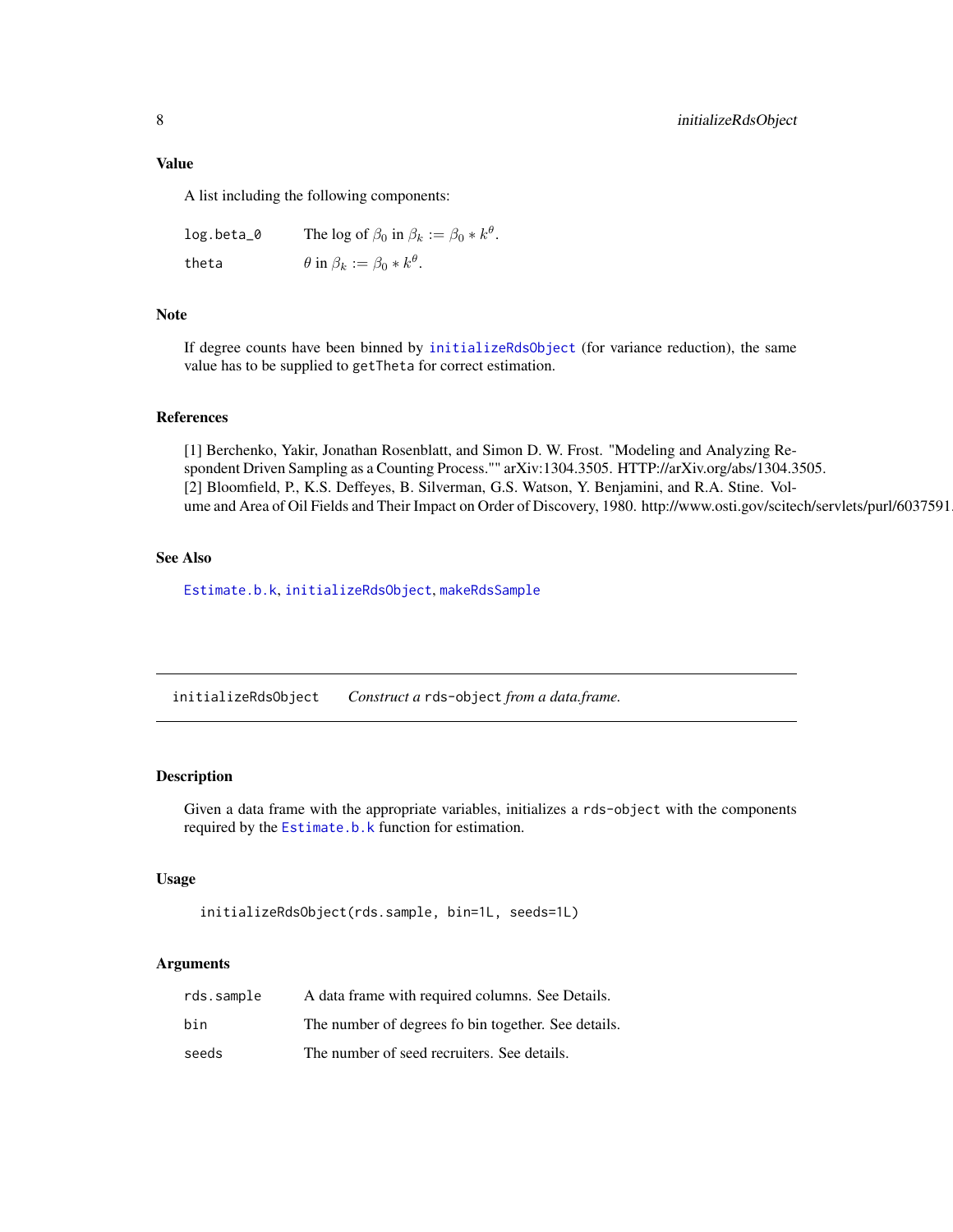### Value

A list including the following components:

| | |
|---|---|
| log.beta_0 | The log of $\beta_0$ in $\beta_k := \beta_0 * k^\theta$. |
| theta | $\theta$ in $\beta_k := \beta_0 * k^\theta$. |

### Note

If degree counts have been binned by initializeRdsObject (for variance reduction), the same value has to be supplied to getTheta for correct estimation.

### References

[1] Berchenko, Yakir, Jonathan Rosenblatt, and Simon D. W. Frost. "Modeling and Analyzing Respondent Driven Sampling as a Counting Process."" arXiv:1304.3505. HTTP://arXiv.org/abs/1304.3505.
[2] Bloomfield, P., K.S. Deffeyes, B. Silverman, G.S. Watson, Y. Benjamini, and R.A. Stine. Volume and Area of Oil Fields and Their Impact on Order of Discovery, 1980. http://www.osti.gov/scitech/servlets/purl/6037591.

### See Also

Estimate.b.k, initializeRdsObject, makeRdsSample

---

## initializeRdsObject — *Construct a* rds-object *from a data.frame.*

### Description

Given a data frame with the appropriate variables, initializes a rds-object with the components required by the Estimate.b.k function for estimation.

### Usage

```
initializeRdsObject(rds.sample, bin=1L, seeds=1L)
```

### Arguments

| | |
|---|---|
| rds.sample | A data frame with required columns. See Details. |
| bin | The number of degrees fo bin together. See details. |
| seeds | The number of seed recruiters. See details. |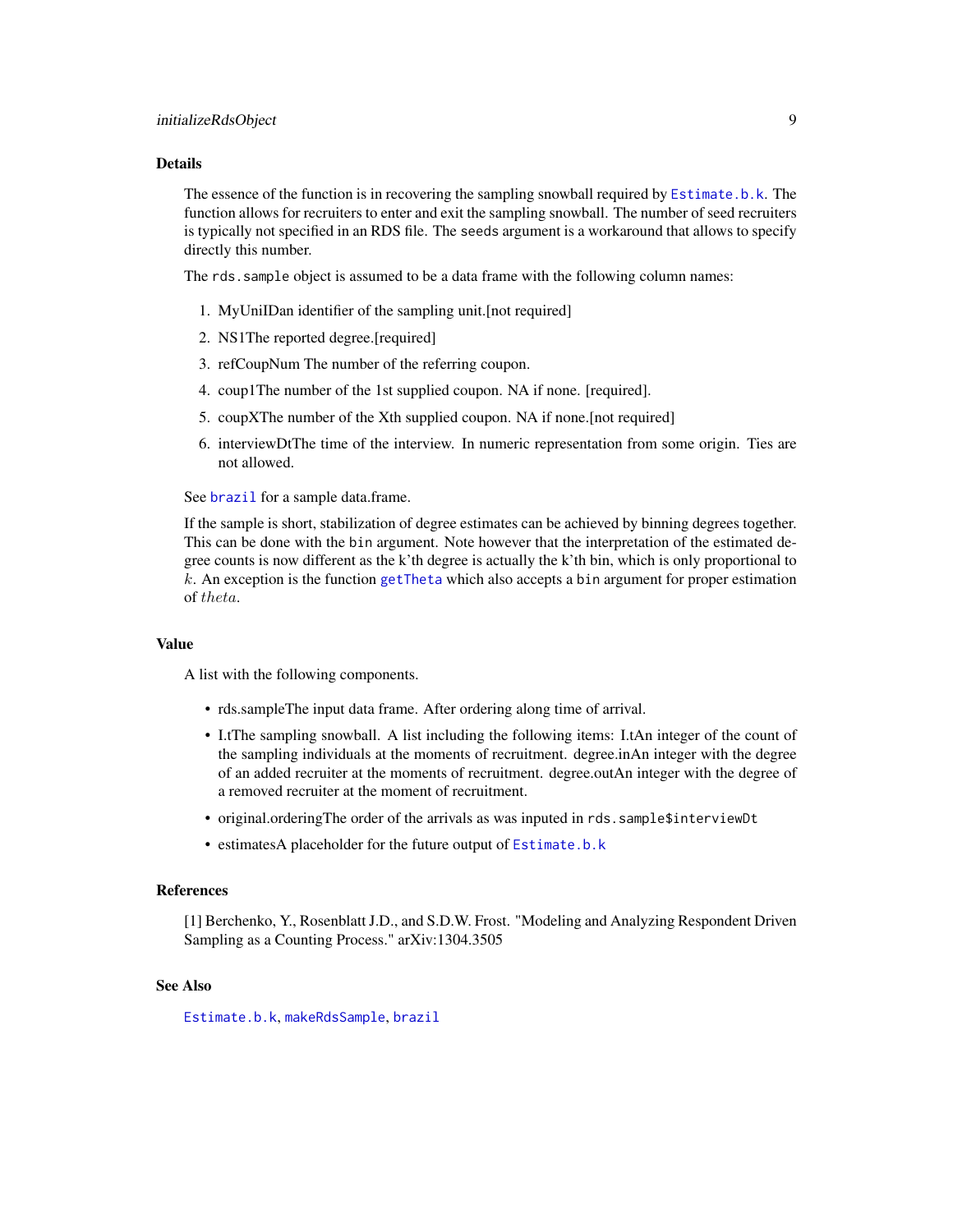### Details

The essence of the function is in recovering the sampling snowball required by `Estimate.b.k`. The function allows for recruiters to enter and exit the sampling snowball. The number of seed recruiters is typically not specified in an RDS file. The `seeds` argument is a workaround that allows to specify directly this number.

The `rds.sample` object is assumed to be a data frame with the following column names:

1. MyUniIDan identifier of the sampling unit.[not required]
2. NS1The reported degree.[required]
3. refCoupNum The number of the referring coupon.
4. coup1The number of the 1st supplied coupon. NA if none. [required].
5. coupXThe number of the Xth supplied coupon. NA if none.[not required]
6. interviewDtThe time of the interview. In numeric representation from some origin. Ties are not allowed.

See `brazil` for a sample data.frame.

If the sample is short, stabilization of degree estimates can be achieved by binning degrees together. This can be done with the `bin` argument. Note however that the interpretation of the estimated degree counts is now different as the k'th degree is actually the k'th bin, which is only proportional to $k$. An exception is the function `getTheta` which also accepts a `bin` argument for proper estimation of $theta$.

### Value

A list with the following components.

- rds.sampleThe input data frame. After ordering along time of arrival.
- I.tThe sampling snowball. A list including the following items: I.tAn integer of the count of the sampling individuals at the moments of recruitment. degree.inAn integer with the degree of an added recruiter at the moments of recruitment. degree.outAn integer with the degree of a removed recruiter at the moment of recruitment.
- original.orderingThe order of the arrivals as was inputed in `rds.sample$interviewDt`
- estimatesA placeholder for the future output of `Estimate.b.k`

### References

[1] Berchenko, Y., Rosenblatt J.D., and S.D.W. Frost. "Modeling and Analyzing Respondent Driven Sampling as a Counting Process." arXiv:1304.3505

### See Also

`Estimate.b.k`, `makeRdsSample`, `brazil`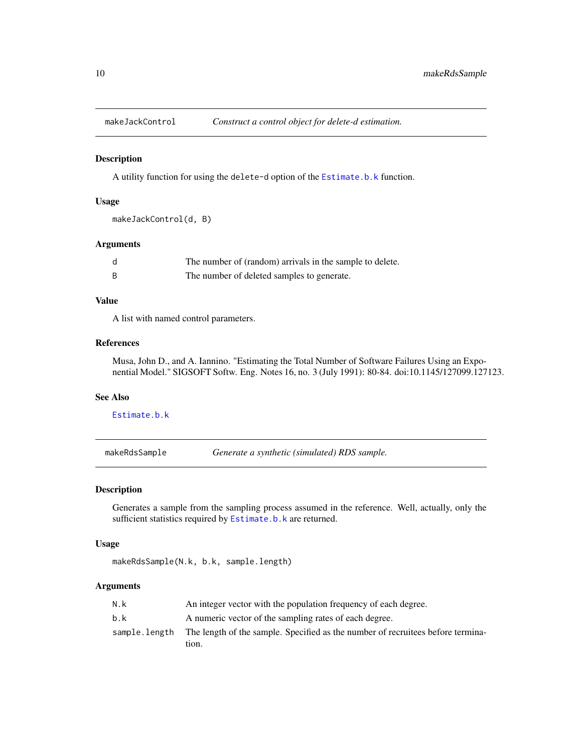## makeJackControl — *Construct a control object for delete-d estimation.*

### Description

A utility function for using the `delete-d` option of the `Estimate.b.k` function.

### Usage

```
makeJackControl(d, B)
```

### Arguments

| | |
|---|---|
| `d` | The number of (random) arrivals in the sample to delete. |
| `B` | The number of deleted samples to generate. |

### Value

A list with named control parameters.

### References

Musa, John D., and A. Iannino. "Estimating the Total Number of Software Failures Using an Exponential Model." SIGSOFT Softw. Eng. Notes 16, no. 3 (July 1991): 80-84. doi:10.1145/127099.127123.

### See Also

`Estimate.b.k`

## makeRdsSample — *Generate a synthetic (simulated) RDS sample.*

### Description

Generates a sample from the sampling process assumed in the reference. Well, actually, only the sufficient statistics required by `Estimate.b.k` are returned.

### Usage

```
makeRdsSample(N.k, b.k, sample.length)
```

### Arguments

| | |
|---|---|
| `N.k` | An integer vector with the population frequency of each degree. |
| `b.k` | A numeric vector of the sampling rates of each degree. |
| `sample.length` | The length of the sample. Specified as the number of recruitees before termination. |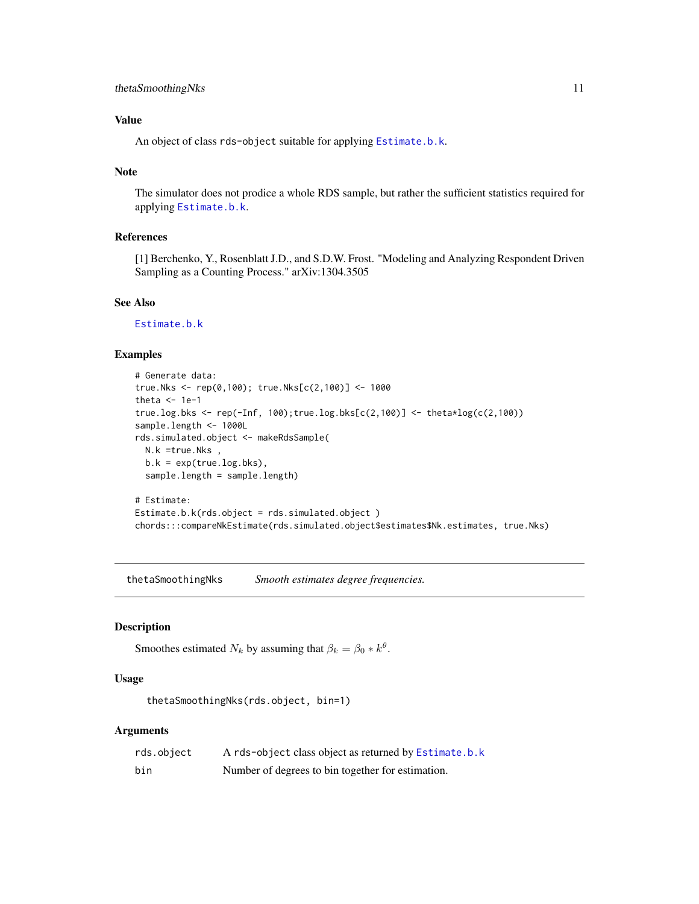### Value

An object of class `rds-object` suitable for applying `Estimate.b.k`.

### Note

The simulator does not prodice a whole RDS sample, but rather the sufficient statistics required for applying `Estimate.b.k`.

### References

[1] Berchenko, Y., Rosenblatt J.D., and S.D.W. Frost. "Modeling and Analyzing Respondent Driven Sampling as a Counting Process." arXiv:1304.3505

### See Also

`Estimate.b.k`

### Examples

```
# Generate data:
true.Nks <- rep(0,100); true.Nks[c(2,100)] <- 1000
theta <- 1e-1
true.log.bks <- rep(-Inf, 100);true.log.bks[c(2,100)] <- theta*log(c(2,100))
sample.length <- 1000L
rds.simulated.object <- makeRdsSample(
  N.k =true.Nks ,
  b.k = exp(true.log.bks),
  sample.length = sample.length)

# Estimate:
Estimate.b.k(rds.object = rds.simulated.object )
chords:::compareNkEstimate(rds.simulated.object$estimates$Nk.estimates, true.Nks)
```

---

## thetaSmoothingNks — *Smooth estimates degree frequencies.*

---

### Description

Smoothes estimated $N_k$ by assuming that $\beta_k = \beta_0 * k^\theta$.

### Usage

```
thetaSmoothingNks(rds.object, bin=1)
```

### Arguments

| | |
|---|---|
| `rds.object` | A `rds-object` class object as returned by `Estimate.b.k` |
| `bin` | Number of degrees to bin together for estimation. |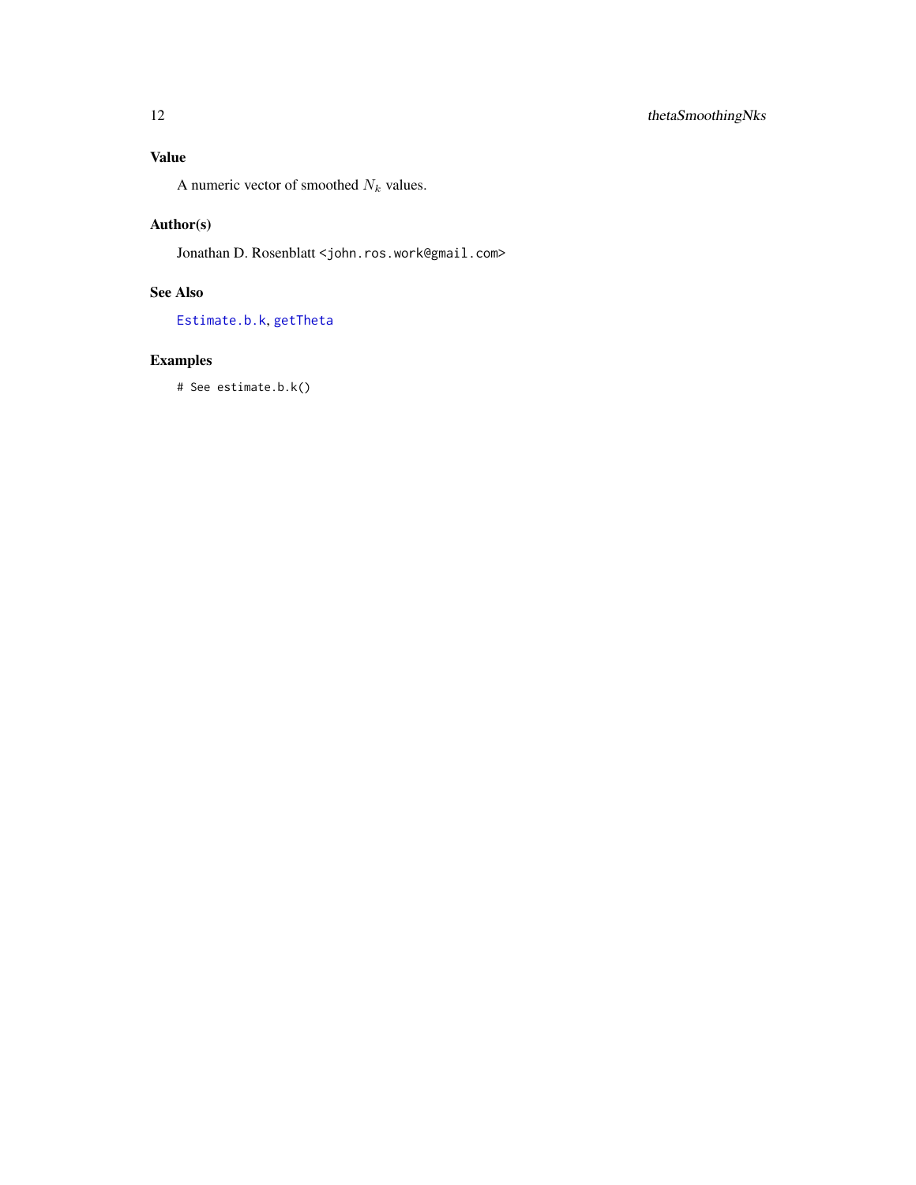## Value

A numeric vector of smoothed $N_k$ values.

## Author(s)

Jonathan D. Rosenblatt <john.ros.work@gmail.com>

## See Also

Estimate.b.k, getTheta

## Examples

```
# See estimate.b.k()
```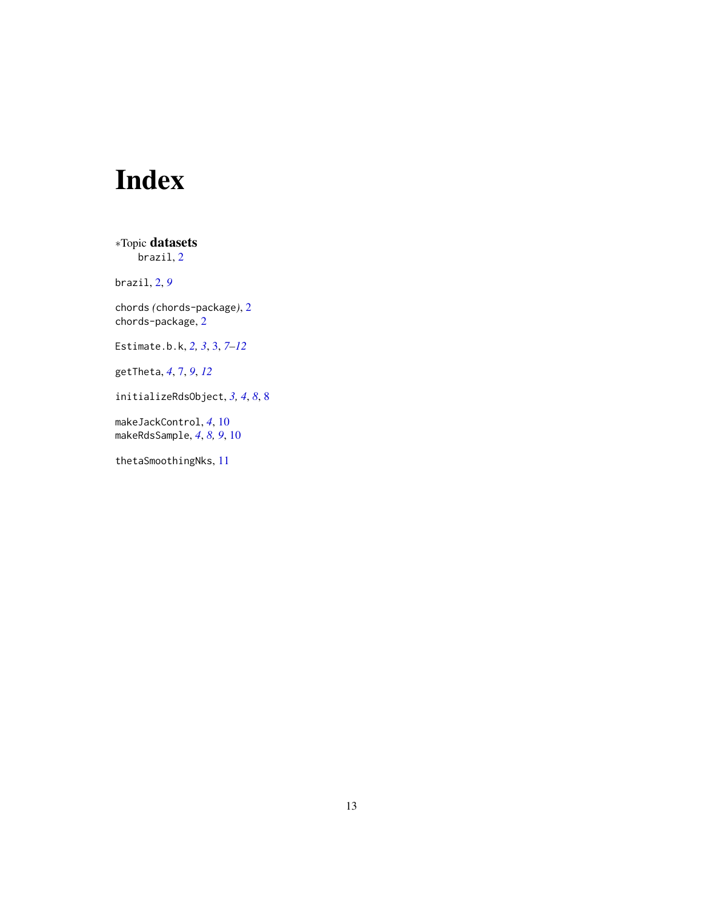# Index

*Topic **datasets**
    brazil, 2

brazil, 2, *9*

chords *(*chords-package*)*, 2
chords-package, 2

Estimate.b.k, *2, 3*, 3, *7–12*

getTheta, *4*, 7, *9*, *12*

initializeRdsObject, *3, 4*, *8*, 8

makeJackControl, *4*, 10
makeRdsSample, *4*, *8, 9*, 10

thetaSmoothingNks, 11